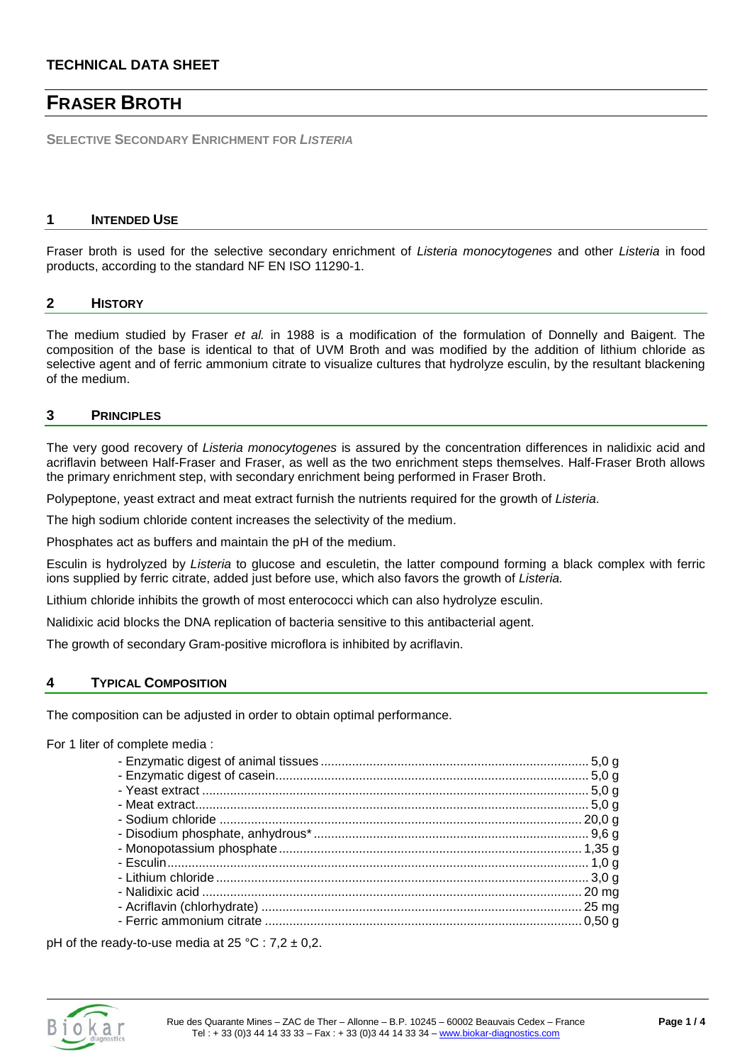**TECHNICAL DATA SHEET**

# FRASER BROTH

**SELECTIVE SECONDARY ENRICHMENT FOR *LISTERIA***

## 1 INTENDED USE

Fraser broth is used for the selective secondary enrichment of *Listeria monocytogenes* and other *Listeria* in food products, according to the standard NF EN ISO 11290-1.

## 2 HISTORY

The medium studied by Fraser *et al.* in 1988 is a modification of the formulation of Donnelly and Baigent. The composition of the base is identical to that of UVM Broth and was modified by the addition of lithium chloride as selective agent and of ferric ammonium citrate to visualize cultures that hydrolyze esculin, by the resultant blackening of the medium.

## 3 PRINCIPLES

The very good recovery of *Listeria monocytogenes* is assured by the concentration differences in nalidixic acid and acriflavin between Half-Fraser and Fraser, as well as the two enrichment steps themselves. Half-Fraser Broth allows the primary enrichment step, with secondary enrichment being performed in Fraser Broth.

Polypeptone, yeast extract and meat extract furnish the nutrients required for the growth of *Listeria*.

The high sodium chloride content increases the selectivity of the medium.

Phosphates act as buffers and maintain the pH of the medium.

Esculin is hydrolyzed by *Listeria* to glucose and esculetin, the latter compound forming a black complex with ferric ions supplied by ferric citrate, added just before use, which also favors the growth of *Listeria.*

Lithium chloride inhibits the growth of most enterococci which can also hydrolyze esculin.

Nalidixic acid blocks the DNA replication of bacteria sensitive to this antibacterial agent.

The growth of secondary Gram-positive microflora is inhibited by acriflavin.

## 4 TYPICAL COMPOSITION

The composition can be adjusted in order to obtain optimal performance.

For 1 liter of complete media :

- Enzymatic digest of animal tissues ........ 5,0 g
- Enzymatic digest of casein ........ 5,0 g
- Yeast extract ........ 5,0 g
- Meat extract ........ 5,0 g
- Sodium chloride ........ 20,0 g
- Disodium phosphate, anhydrous* ........ 9,6 g
- Monopotassium phosphate ........ 1,35 g
- Esculin ........ 1,0 g
- Lithium chloride ........ 3,0 g
- Nalidixic acid ........ 20 mg
- Acriflavin (chlorhydrate) ........ 25 mg
- Ferric ammonium citrate ........ 0,50 g

pH of the ready-to-use media at 25 °C : 7,2 ± 0,2.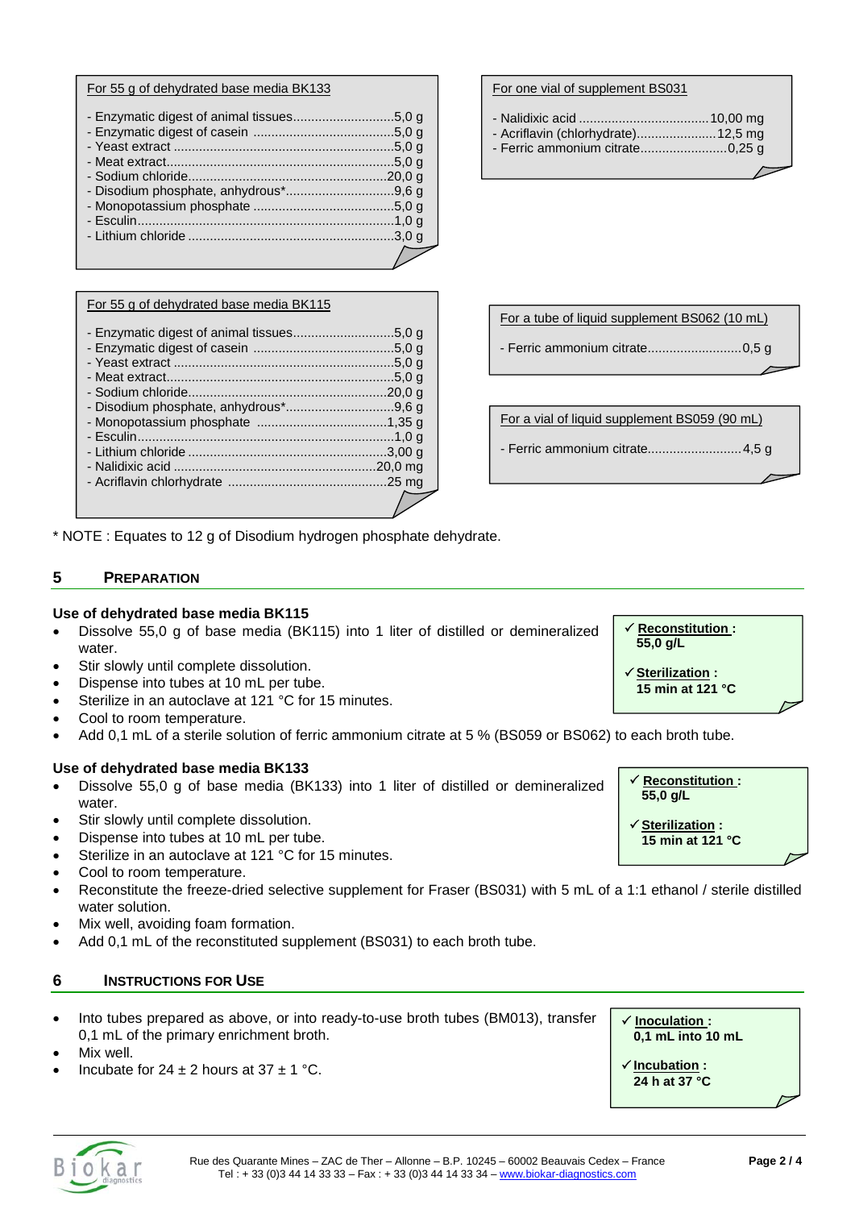**For 55 g of dehydrated base media BK133**

- Enzymatic digest of animal tissues............................5,0 g
- Enzymatic digest of casein .......................................5,0 g
- Yeast extract ............................................................5,0 g
- Meat extract..............................................................5,0 g
- Sodium chloride......................................................20,0 g
- Disodium phosphate, anhydrous*..............................9,6 g
- Monopotassium phosphate .......................................5,0 g
- Esculin......................................................................1,0 g
- Lithium chloride ........................................................3,0 g

**For one vial of supplement BS031**

- Nalidixic acid ....................................10,00 mg
- Acriflavin (chlorhydrate)......................12,5 mg
- Ferric ammonium citrate........................0,25 g

**For 55 g of dehydrated base media BK115**

- Enzymatic digest of animal tissues............................5,0 g
- Enzymatic digest of casein .......................................5,0 g
- Yeast extract ............................................................5,0 g
- Meat extract..............................................................5,0 g
- Sodium chloride......................................................20,0 g
- Disodium phosphate, anhydrous*..............................9,6 g
- Monopotassium phosphate ....................................1,35 g
- Esculin......................................................................1,0 g
- Lithium chloride ......................................................3,00 g
- Nalidixic acid .......................................................20,0 mg
- Acriflavin chlorhydrate ............................................25 mg

**For a tube of liquid supplement BS062 (10 mL)**

- Ferric ammonium citrate..........................0,5 g

**For a vial of liquid supplement BS059 (90 mL)**

- Ferric ammonium citrate..........................4,5 g

* NOTE : Equates to 12 g of Disodium hydrogen phosphate dehydrate.

## 5 PREPARATION

**Use of dehydrated base media BK115**

- Dissolve 55,0 g of base media (BK115) into 1 liter of distilled or demineralized water.
- Stir slowly until complete dissolution.
- Dispense into tubes at 10 mL per tube.
- Sterilize in an autoclave at 121 °C for 15 minutes.
- Cool to room temperature.
- Add 0,1 mL of a sterile solution of ferric ammonium citrate at 5 % (BS059 or BS062) to each broth tube.

> ✓ **Reconstitution : 55,0 g/L**
>
> ✓ **Sterilization : 15 min at 121 °C**

**Use of dehydrated base media BK133**

- Dissolve 55,0 g of base media (BK133) into 1 liter of distilled or demineralized water.
- Stir slowly until complete dissolution.
- Dispense into tubes at 10 mL per tube.
- Sterilize in an autoclave at 121 °C for 15 minutes.
- Cool to room temperature.
- Reconstitute the freeze-dried selective supplement for Fraser (BS031) with 5 mL of a 1:1 ethanol / sterile distilled water solution.
- Mix well, avoiding foam formation.
- Add 0,1 mL of the reconstituted supplement (BS031) to each broth tube.

> ✓ **Reconstitution : 55,0 g/L**
>
> ✓ **Sterilization : 15 min at 121 °C**

## 6 INSTRUCTIONS FOR USE

- Into tubes prepared as above, or into ready-to-use broth tubes (BM013), transfer 0,1 mL of the primary enrichment broth.
- Mix well.
- Incubate for 24 ± 2 hours at 37 ± 1 °C.

> ✓ **Inoculation : 0,1 mL into 10 mL**
>
> ✓ **Incubation : 24 h at 37 °C**

Rue des Quarante Mines – ZAC de Ther – Allonne – B.P. 10245 – 60002 Beauvais Cedex – France
Tel : + 33 (0)3 44 14 33 33 – Fax : + 33 (0)3 44 14 33 34 – www.biokar-diagnostics.com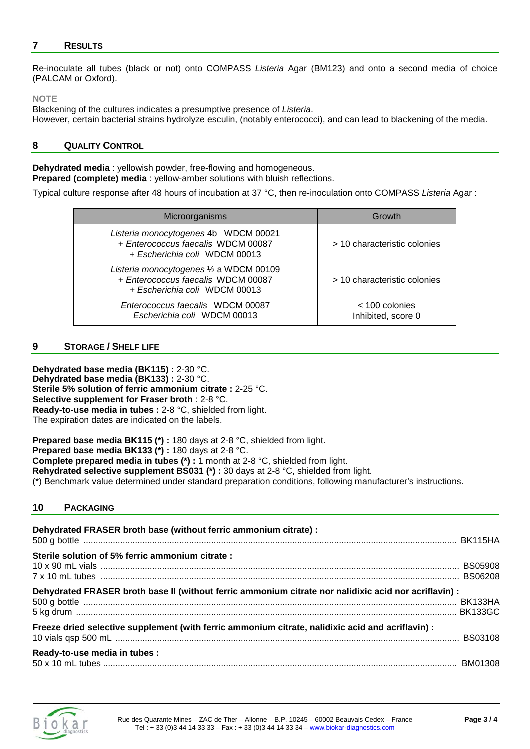## 7 RESULTS

Re-inoculate all tubes (black or not) onto COMPASS *Listeria* Agar (BM123) and onto a second media of choice (PALCAM or Oxford).

**NOTE**

Blackening of the cultures indicates a presumptive presence of *Listeria*.
However, certain bacterial strains hydrolyze esculin, (notably enterococci), and can lead to blackening of the media.

## 8 QUALITY CONTROL

**Dehydrated media** : yellowish powder, free-flowing and homogeneous.
**Prepared (complete) media** : yellow-amber solutions with bluish reflections.

Typical culture response after 48 hours of incubation at 37 °C, then re-inoculation onto COMPASS *Listeria* Agar :

| Microorganisms | Growth |
|---|---|
| *Listeria monocytogenes* 4b WDCM 00021<br>+ *Enterococcus faecalis* WDCM 00087<br>+ *Escherichia coli* WDCM 00013 | > 10 characteristic colonies |
| *Listeria monocytogenes* ½ a WDCM 00109<br>+ *Enterococcus faecalis* WDCM 00087<br>+ *Escherichia coli* WDCM 00013 | > 10 characteristic colonies |
| *Enterococcus faecalis* WDCM 00087<br>*Escherichia coli* WDCM 00013 | < 100 colonies<br>Inhibited, score 0 |

## 9 STORAGE / SHELF LIFE

**Dehydrated base media (BK115) :** 2-30 °C.
**Dehydrated base media (BK133) :** 2-30 °C.
**Sterile 5% solution of ferric ammonium citrate :** 2-25 °C.
**Selective supplement for Fraser broth** : 2-8 °C.
**Ready-to-use media in tubes :** 2-8 °C, shielded from light.
The expiration dates are indicated on the labels.

**Prepared base media BK115 (*) :** 180 days at 2-8 °C, shielded from light.
**Prepared base media BK133 (*) :** 180 days at 2-8 °C.
**Complete prepared media in tubes (*) :** 1 month at 2-8 °C, shielded from light.
**Rehydrated selective supplement BS031 (*) :** 30 days at 2-8 °C, shielded from light.
(*) Benchmark value determined under standard preparation conditions, following manufacturer's instructions.

## 10 PACKAGING

**Dehydrated FRASER broth base (without ferric ammonium citrate) :**
500 g bottle ........ BK115HA

**Sterile solution of 5% ferric ammonium citrate :**
10 x 90 mL vials ........ BS05908
7 x 10 mL tubes ........ BS06208

**Dehydrated FRASER broth base II (without ferric ammonium citrate nor nalidixic acid nor acriflavin) :**
500 g bottle ........ BK133HA
5 kg drum ........ BK133GC

**Freeze dried selective supplement (with ferric ammonium citrate, nalidixic acid and acriflavin) :**
10 vials qsp 500 mL ........ BS03108

**Ready-to-use media in tubes :**
50 x 10 mL tubes ........ BM01308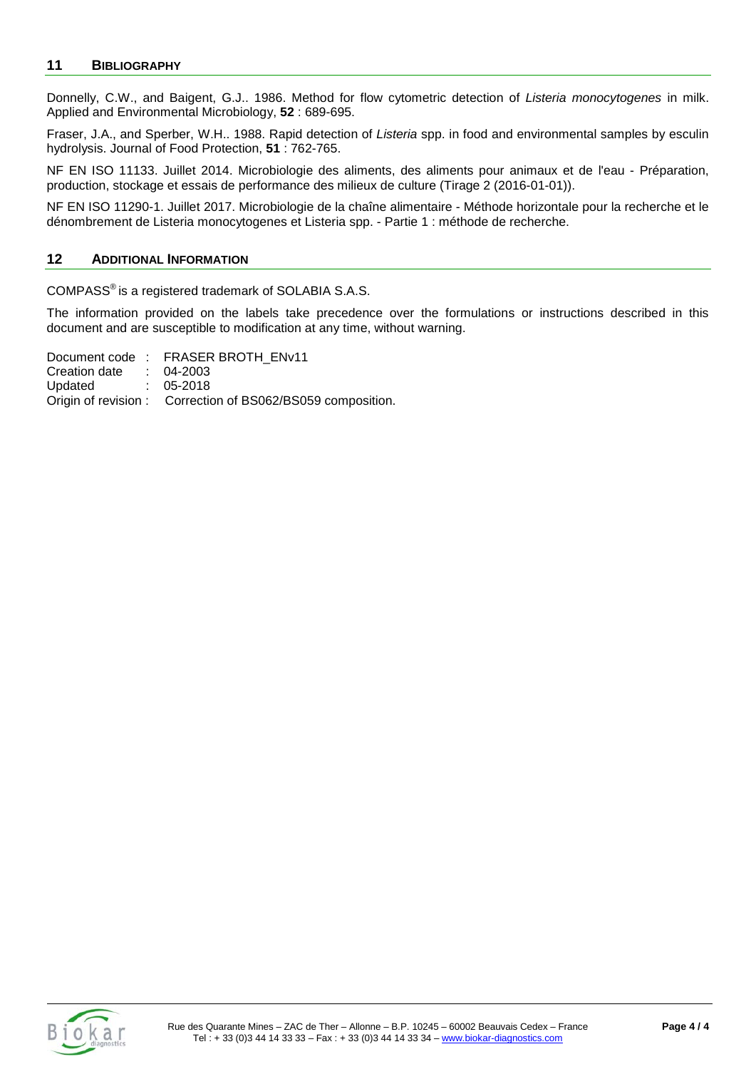## 11 BIBLIOGRAPHY

Donnelly, C.W., and Baigent, G.J.. 1986. Method for flow cytometric detection of *Listeria monocytogenes* in milk. Applied and Environmental Microbiology, **52** : 689-695.

Fraser, J.A., and Sperber, W.H.. 1988. Rapid detection of *Listeria* spp. in food and environmental samples by esculin hydrolysis. Journal of Food Protection, **51** : 762-765.

NF EN ISO 11133. Juillet 2014. Microbiologie des aliments, des aliments pour animaux et de l'eau - Préparation, production, stockage et essais de performance des milieux de culture (Tirage 2 (2016-01-01)).

NF EN ISO 11290-1. Juillet 2017. Microbiologie de la chaîne alimentaire - Méthode horizontale pour la recherche et le dénombrement de Listeria monocytogenes et Listeria spp. - Partie 1 : méthode de recherche.

## 12 ADDITIONAL INFORMATION

COMPASS® is a registered trademark of SOLABIA S.A.S.

The information provided on the labels take precedence over the formulations or instructions described in this document and are susceptible to modification at any time, without warning.

Document code : FRASER BROTH_ENv11
Creation date : 04-2003
Updated : 05-2018
Origin of revision : Correction of BS062/BS059 composition.